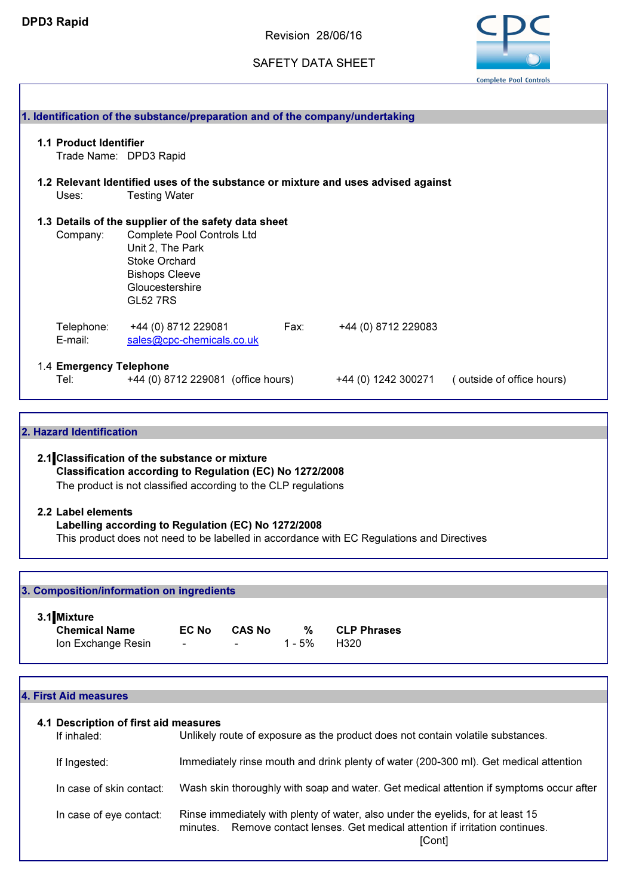DPD3 Rapid

Revision 28/06/16

SAFETY DATA SHEET

Complete Pool Controls

## 1. Identification of the substance/preparation and of the company/undertaking

**1.1 Product Identifier**

Trade Name: DPD3 Rapid

**1.2 Relevant Identified uses of the substance or mixture and uses advised against**

Uses: Testing Water

**1.3 Details of the supplier of the safety data sheet**

Company: Complete Pool Controls Ltd
Unit 2, The Park
Stoke Orchard
Bishops Cleeve
Gloucestershire
GL52 7RS

Telephone: +44 (0) 8712 229081 Fax: +44 (0) 8712 229083
E-mail: sales@cpc-chemicals.co.uk

1.4 **Emergency Telephone**

Tel: +44 (0) 8712 229081 (office hours) +44 (0) 1242 300271 ( outside of office hours)

## 2. Hazard Identification

**2.1 Classification of the substance or mixture**

**Classification according to Regulation (EC) No 1272/2008**

The product is not classified according to the CLP regulations

**2.2 Label elements**

**Labelling according to Regulation (EC) No 1272/2008**

This product does not need to be labelled in accordance with EC Regulations and Directives

## 3. Composition/information on ingredients

**3.1 Mixture**

| Chemical Name | EC No | CAS No | % | CLP Phrases |
|---|---|---|---|---|
| Ion Exchange Resin | - | - | 1 - 5% | H320 |

## 4. First Aid measures

**4.1 Description of first aid measures**

If inhaled: Unlikely route of exposure as the product does not contain volatile substances.

If Ingested: Immediately rinse mouth and drink plenty of water (200-300 ml). Get medical attention

In case of skin contact: Wash skin thoroughly with soap and water. Get medical attention if symptoms occur after

In case of eye contact: Rinse immediately with plenty of water, also under the eyelids, for at least 15 minutes. Remove contact lenses. Get medical attention if irritation continues.

[Cont]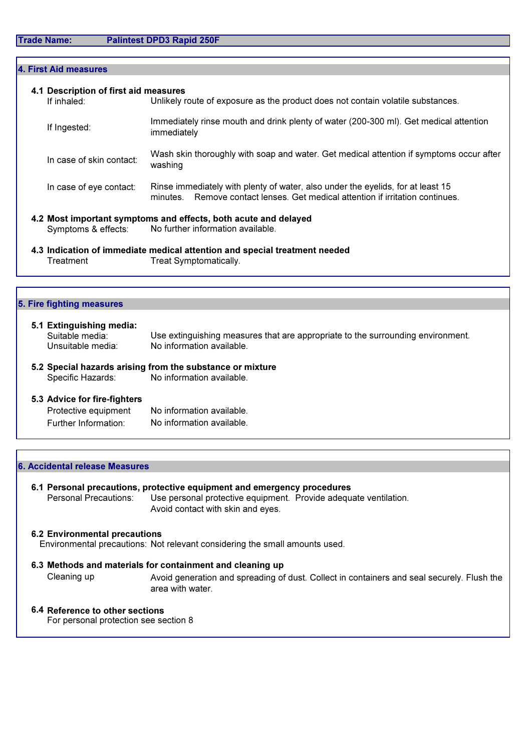**Trade Name: Palintest DPD3 Rapid 250F**

## 4. First Aid measures

### 4.1 Description of first aid measures

| | |
|---|---|
| If inhaled: | Unlikely route of exposure as the product does not contain volatile substances. |
| If Ingested: | Immediately rinse mouth and drink plenty of water (200-300 ml). Get medical attention immediately |
| In case of skin contact: | Wash skin thoroughly with soap and water. Get medical attention if symptoms occur after washing |
| In case of eye contact: | Rinse immediately with plenty of water, also under the eyelids, for at least 15 minutes. Remove contact lenses. Get medical attention if irritation continues. |

### 4.2 Most important symptoms and effects, both acute and delayed

Symptoms & effects: No further information available.

### 4.3 Indication of immediate medical attention and special treatment needed

Treatment: Treat Symptomatically.

## 5. Fire fighting measures

### 5.1 Extinguishing media:

Suitable media: Use extinguishing measures that are appropriate to the surrounding environment.

Unsuitable media: No information available.

### 5.2 Special hazards arising from the substance or mixture

Specific Hazards: No information available.

### 5.3 Advice for fire-fighters

Protective equipment: No information available.

Further Information: No information available.

## 6. Accidental release Measures

### 6.1 Personal precautions, protective equipment and emergency procedures

Personal Precautions: Use personal protective equipment. Provide adequate ventilation. Avoid contact with skin and eyes.

### 6.2 Environmental precautions

Environmental precautions: Not relevant considering the small amounts used.

### 6.3 Methods and materials for containment and cleaning up

Cleaning up: Avoid generation and spreading of dust. Collect in containers and seal securely. Flush the area with water.

### 6.4 Reference to other sections

For personal protection see section 8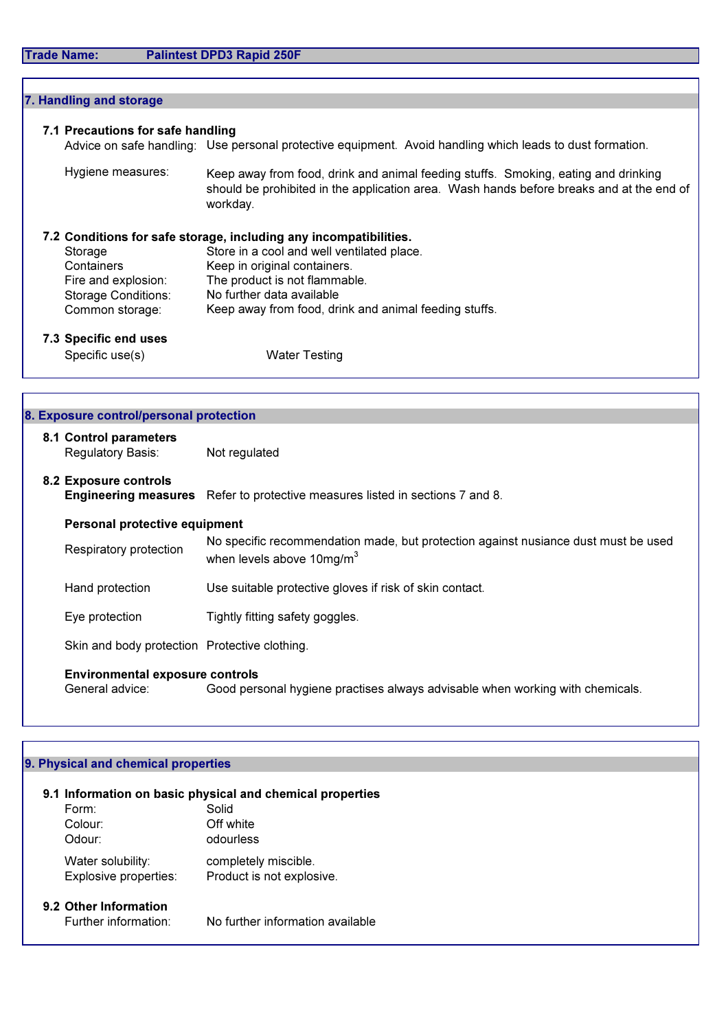**Trade Name:** Palintest DPD3 Rapid 250F

## 7. Handling and storage

### 7.1 Precautions for safe handling

| | |
|---|---|
| Advice on safe handling: | Use personal protective equipment. Avoid handling which leads to dust formation. |
| Hygiene measures: | Keep away from food, drink and animal feeding stuffs. Smoking, eating and drinking should be prohibited in the application area. Wash hands before breaks and at the end of workday. |

### 7.2 Conditions for safe storage, including any incompatibilities.

| | |
|---|---|
| Storage | Store in a cool and well ventilated place. |
| Containers | Keep in original containers. |
| Fire and explosion: | The product is not flammable. |
| Storage Conditions: | No further data available |
| Common storage: | Keep away from food, drink and animal feeding stuffs. |

### 7.3 Specific end uses

Specific use(s) Water Testing

## 8. Exposure control/personal protection

### 8.1 Control parameters

Regulatory Basis: Not regulated

### 8.2 Exposure controls

**Engineering measures** Refer to protective measures listed in sections 7 and 8.

**Personal protective equipment**

| | |
|---|---|
| Respiratory protection | No specific recommendation made, but protection against nusiance dust must be used when levels above 10mg/$m^3$ |
| Hand protection | Use suitable protective gloves if risk of skin contact. |
| Eye protection | Tightly fitting safety goggles. |
| Skin and body protection | Protective clothing. |

**Environmental exposure controls**

General advice: Good personal hygiene practises always advisable when working with chemicals.

## 9. Physical and chemical properties

### 9.1 Information on basic physical and chemical properties

| | |
|---|---|
| Form: | Solid |
| Colour: | Off white |
| Odour: | odourless |
| Water solubility: | completely miscible. |
| Explosive properties: | Product is not explosive. |

### 9.2 Other Information

Further information: No further information available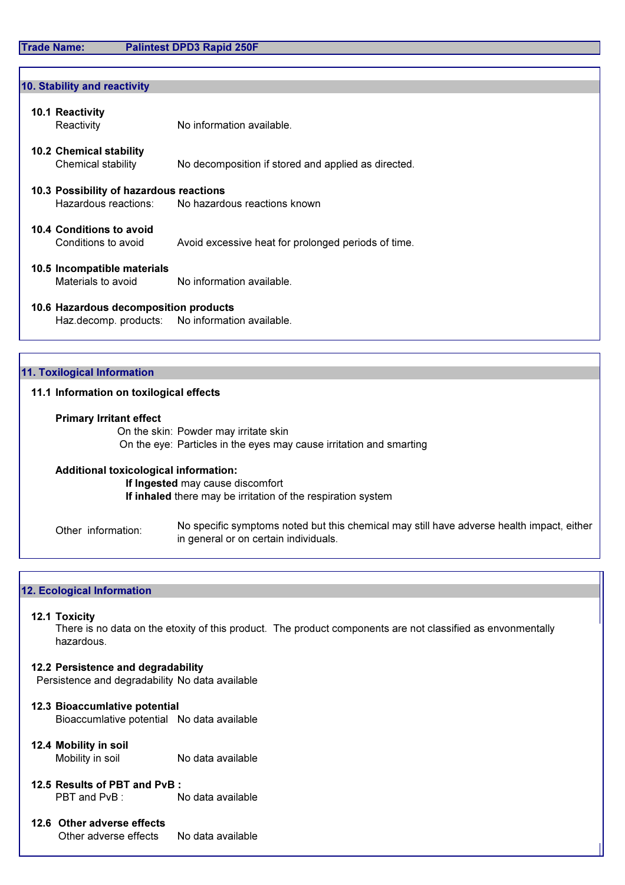**Trade Name:** Palintest DPD3 Rapid 250F

## 10. Stability and reactivity

### 10.1 Reactivity

Reactivity: No information available.

### 10.2 Chemical stability

Chemical stability: No decomposition if stored and applied as directed.

### 10.3 Possibility of hazardous reactions

Hazardous reactions: No hazardous reactions known

### 10.4 Conditions to avoid

Conditions to avoid: Avoid excessive heat for prolonged periods of time.

### 10.5 Incompatible materials

Materials to avoid: No information available.

### 10.6 Hazardous decomposition products

Haz.decomp. products: No information available.

## 11. Toxilogical Information

### 11.1 Information on toxilogical effects

**Primary Irritant effect**

On the skin: Powder may irritate skin

On the eye: Particles in the eyes may cause irritation and smarting

**Additional toxicological information:**

**If Ingested** may cause discomfort

**If inhaled** there may be irritation of the respiration system

Other information: No specific symptoms noted but this chemical may still have adverse health impact, either in general or on certain individuals.

## 12. Ecological Information

### 12.1 Toxicity

There is no data on the etoxity of this product. The product components are not classified as envonmentally hazardous.

### 12.2 Persistence and degradability

Persistence and degradability: No data available

### 12.3 Bioaccumlative potential

Bioaccumlative potential: No data available

### 12.4 Mobility in soil

Mobility in soil: No data available

### 12.5 Results of PBT and PvB :

PBT and PvB : No data available

### 12.6 Other adverse effects

Other adverse effects: No data available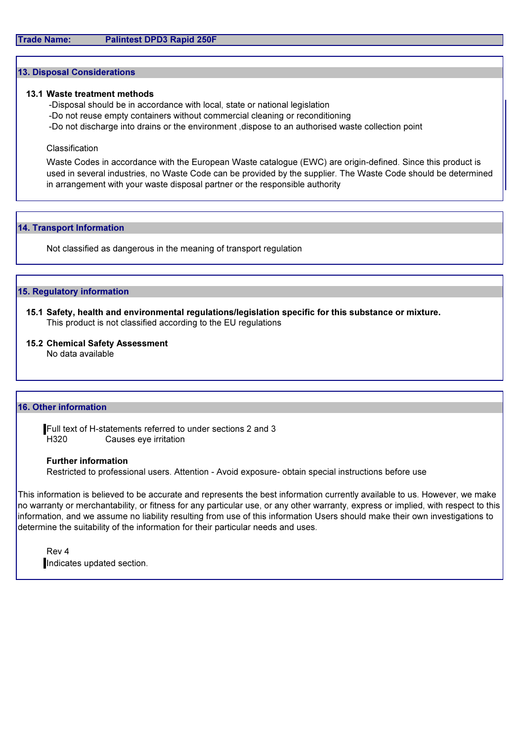**Trade Name:** **Palintest DPD3 Rapid 250F**

## 13. Disposal Considerations

**13.1 Waste treatment methods**

-Disposal should be in accordance with local, state or national legislation
-Do not reuse empty containers without commercial cleaning or reconditioning
-Do not discharge into drains or the environment ,dispose to an authorised waste collection point

Classification

Waste Codes in accordance with the European Waste catalogue (EWC) are origin-defined. Since this product is used in several industries, no Waste Code can be provided by the supplier. The Waste Code should be determined in arrangement with your waste disposal partner or the responsible authority

## 14. Transport Information

Not classified as dangerous in the meaning of transport regulation

## 15. Regulatory information

**15.1 Safety, health and environmental regulations/legislation specific for this substance or mixture.**

This product is not classified according to the EU regulations

**15.2 Chemical Safety Assessment**

No data available

## 16. Other information

Full text of H-statements referred to under sections 2 and 3

H320 Causes eye irritation

**Further information**

Restricted to professional users. Attention - Avoid exposure- obtain special instructions before use

This information is believed to be accurate and represents the best information currently available to us. However, we make no warranty or merchantability, or fitness for any particular use, or any other warranty, express or implied, with respect to this information, and we assume no liability resulting from use of this information Users should make their own investigations to determine the suitability of the information for their particular needs and uses.

Rev 4

Indicates updated section.